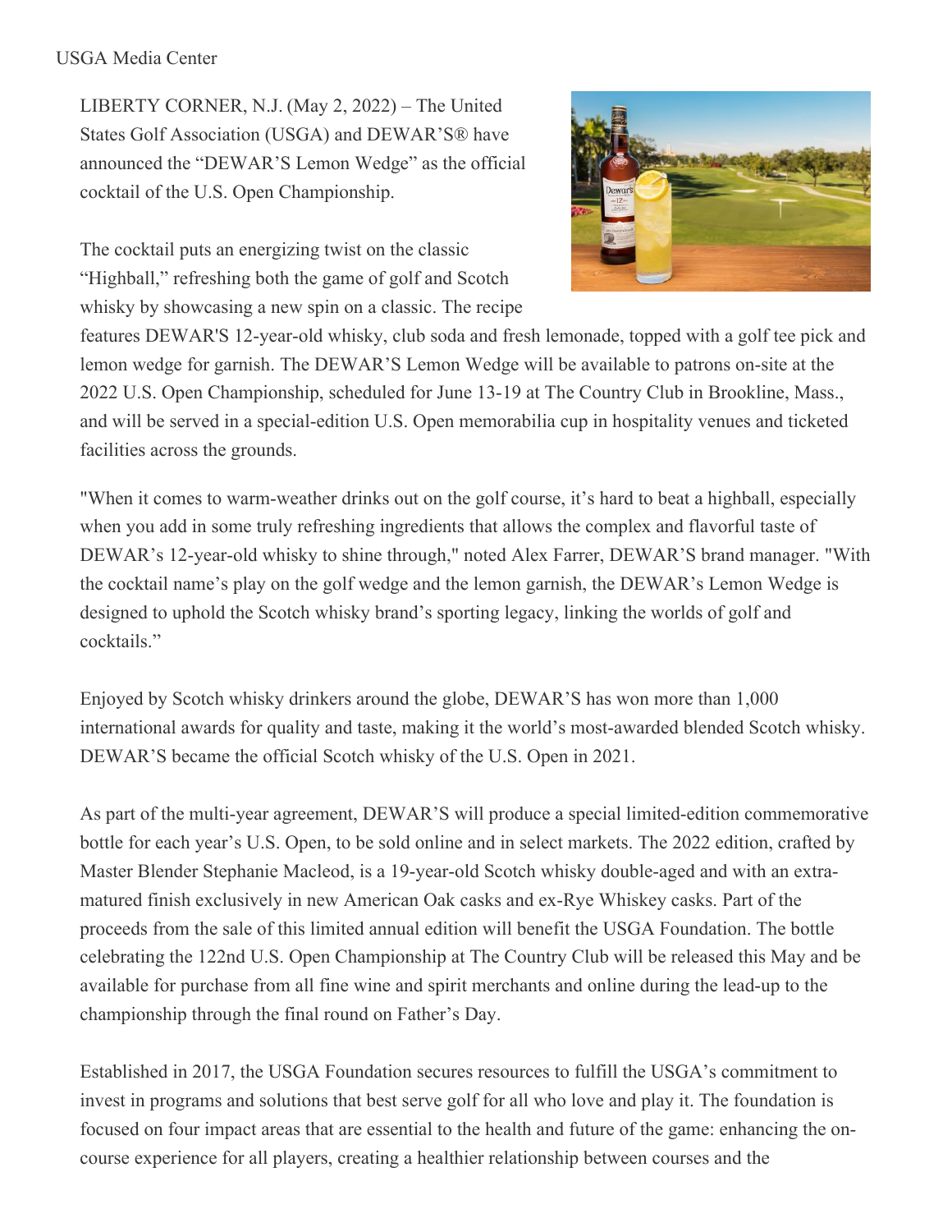USGA Media Center

LIBERTY CORNER, N.J. (May 2, 2022) – The United States Golf Association (USGA) and DEWAR'S® have announced the "DEWAR'S Lemon Wedge" as the official cocktail of the U.S. Open Championship.

The cocktail puts an energizing twist on the classic "Highball," refreshing both the game of golf and Scotch whisky by showcasing a new spin on a classic. The recipe features DEWAR'S 12-year-old whisky, club soda and fresh lemonade, topped with a golf tee pick and lemon wedge for garnish. The DEWAR'S Lemon Wedge will be available to patrons on-site at the 2022 U.S. Open Championship, scheduled for June 13-19 at The Country Club in Brookline, Mass., and will be served in a special-edition U.S. Open memorabilia cup in hospitality venues and ticketed facilities across the grounds.

"When it comes to warm-weather drinks out on the golf course, it's hard to beat a highball, especially when you add in some truly refreshing ingredients that allows the complex and flavorful taste of DEWAR's 12-year-old whisky to shine through," noted Alex Farrer, DEWAR'S brand manager. "With the cocktail name's play on the golf wedge and the lemon garnish, the DEWAR's Lemon Wedge is designed to uphold the Scotch whisky brand's sporting legacy, linking the worlds of golf and cocktails."

Enjoyed by Scotch whisky drinkers around the globe, DEWAR'S has won more than 1,000 international awards for quality and taste, making it the world's most-awarded blended Scotch whisky. DEWAR'S became the official Scotch whisky of the U.S. Open in 2021.

As part of the multi-year agreement, DEWAR'S will produce a special limited-edition commemorative bottle for each year's U.S. Open, to be sold online and in select markets. The 2022 edition, crafted by Master Blender Stephanie Macleod, is a 19-year-old Scotch whisky double-aged and with an extra-matured finish exclusively in new American Oak casks and ex-Rye Whiskey casks. Part of the proceeds from the sale of this limited annual edition will benefit the USGA Foundation. The bottle celebrating the 122nd U.S. Open Championship at The Country Club will be released this May and be available for purchase from all fine wine and spirit merchants and online during the lead-up to the championship through the final round on Father's Day.

Established in 2017, the USGA Foundation secures resources to fulfill the USGA's commitment to invest in programs and solutions that best serve golf for all who love and play it. The foundation is focused on four impact areas that are essential to the health and future of the game: enhancing the on-course experience for all players, creating a healthier relationship between courses and the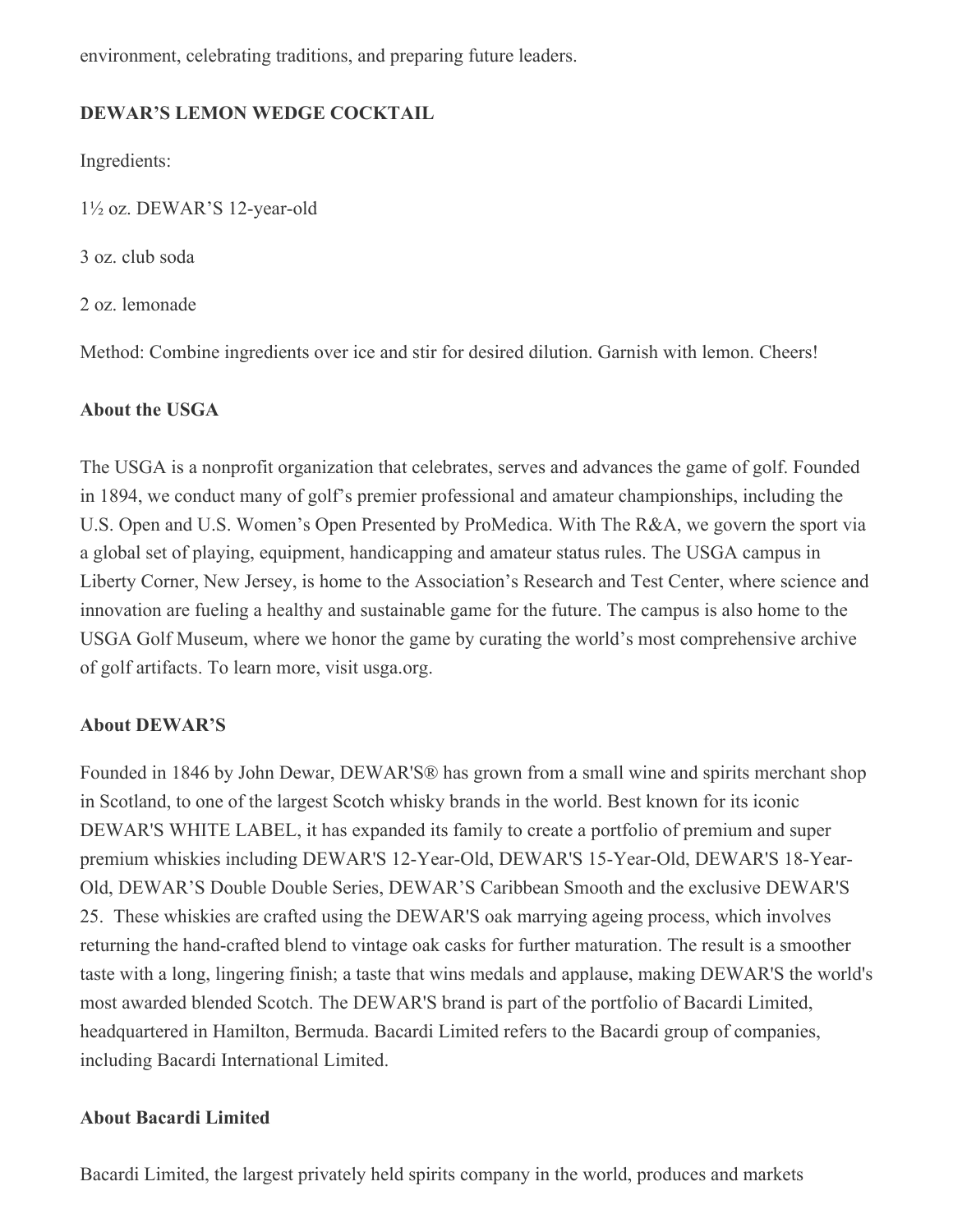environment, celebrating traditions, and preparing future leaders.

**DEWAR’S LEMON WEDGE COCKTAIL**

Ingredients:

1½ oz. DEWAR’S 12-year-old

3 oz. club soda

2 oz. lemonade

Method: Combine ingredients over ice and stir for desired dilution. Garnish with lemon. Cheers!

**About the USGA**

The USGA is a nonprofit organization that celebrates, serves and advances the game of golf. Founded in 1894, we conduct many of golf’s premier professional and amateur championships, including the U.S. Open and U.S. Women’s Open Presented by ProMedica. With The R&A, we govern the sport via a global set of playing, equipment, handicapping and amateur status rules. The USGA campus in Liberty Corner, New Jersey, is home to the Association’s Research and Test Center, where science and innovation are fueling a healthy and sustainable game for the future. The campus is also home to the USGA Golf Museum, where we honor the game by curating the world’s most comprehensive archive of golf artifacts. To learn more, visit usga.org.

**About DEWAR’S**

Founded in 1846 by John Dewar, DEWAR'S® has grown from a small wine and spirits merchant shop in Scotland, to one of the largest Scotch whisky brands in the world. Best known for its iconic DEWAR'S WHITE LABEL, it has expanded its family to create a portfolio of premium and super premium whiskies including DEWAR'S 12-Year-Old, DEWAR'S 15-Year-Old, DEWAR'S 18-Year-Old, DEWAR’S Double Double Series, DEWAR’S Caribbean Smooth and the exclusive DEWAR'S 25. These whiskies are crafted using the DEWAR'S oak marrying ageing process, which involves returning the hand-crafted blend to vintage oak casks for further maturation. The result is a smoother taste with a long, lingering finish; a taste that wins medals and applause, making DEWAR'S the world's most awarded blended Scotch. The DEWAR'S brand is part of the portfolio of Bacardi Limited, headquartered in Hamilton, Bermuda. Bacardi Limited refers to the Bacardi group of companies, including Bacardi International Limited.

**About Bacardi Limited**

Bacardi Limited, the largest privately held spirits company in the world, produces and markets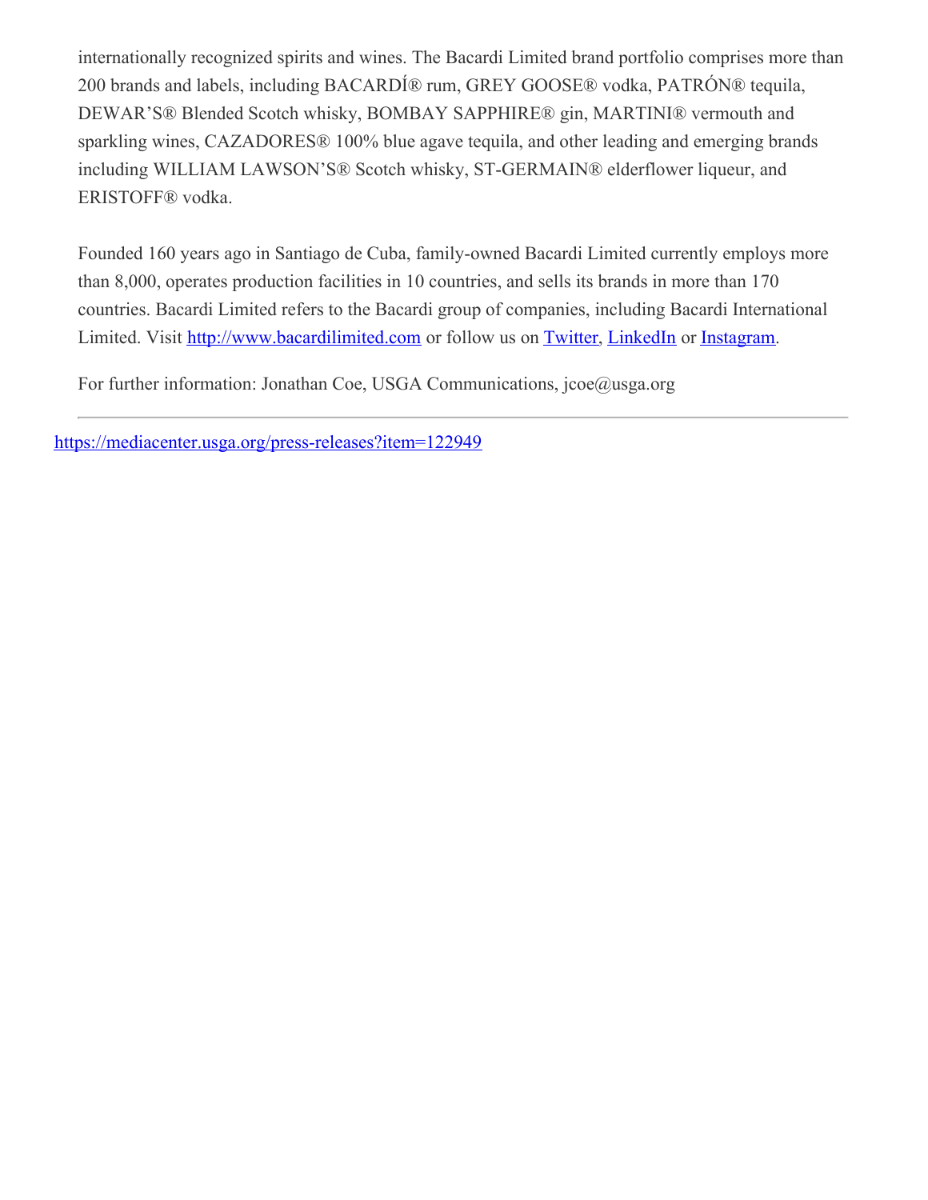internationally recognized spirits and wines. The Bacardi Limited brand portfolio comprises more than 200 brands and labels, including BACARDÍ® rum, GREY GOOSE® vodka, PATRÓN® tequila, DEWAR'S® Blended Scotch whisky, BOMBAY SAPPHIRE® gin, MARTINI® vermouth and sparkling wines, CAZADORES® 100% blue agave tequila, and other leading and emerging brands including WILLIAM LAWSON'S® Scotch whisky, ST-GERMAIN® elderflower liqueur, and ERISTOFF® vodka.

Founded 160 years ago in Santiago de Cuba, family-owned Bacardi Limited currently employs more than 8,000, operates production facilities in 10 countries, and sells its brands in more than 170 countries. Bacardi Limited refers to the Bacardi group of companies, including Bacardi International Limited. Visit [http://www.bacardilimited.com](http://www.bacardilimited.com) or follow us on Twitter, LinkedIn or Instagram.

For further information: Jonathan Coe, USGA Communications, jcoe@usga.org

---

https://mediacenter.usga.org/press-releases?item=122949